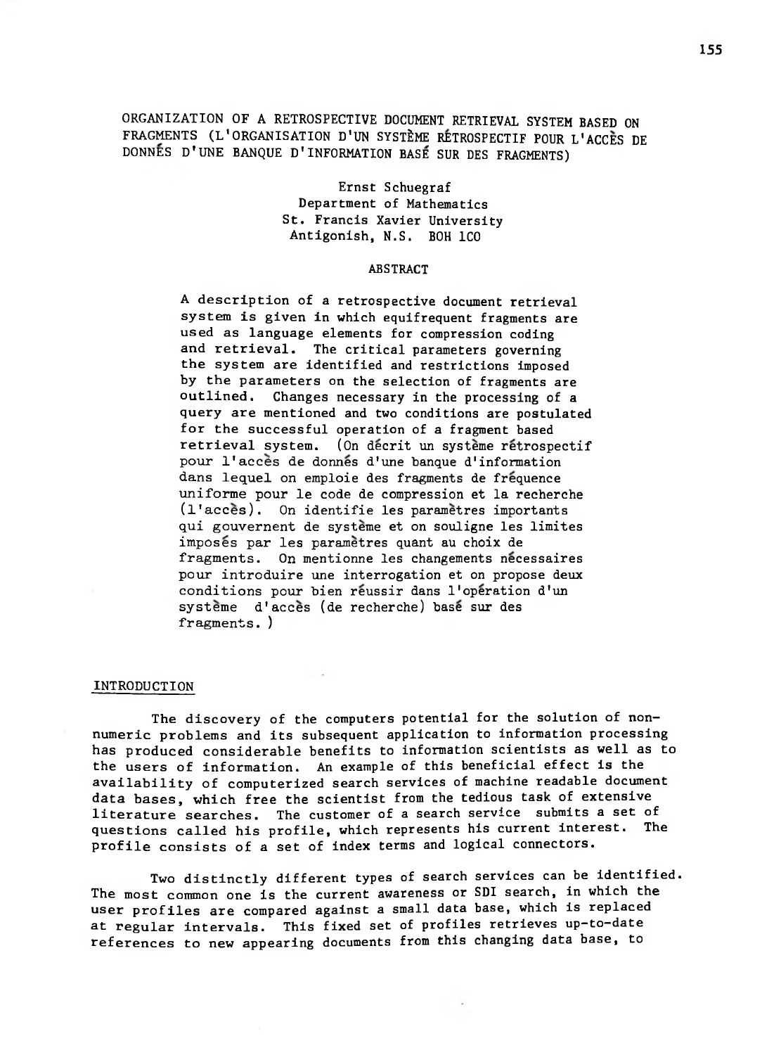# ORGANIZATION OF A RETROSPECTIVE DOCUMENT RETRIEVAL SYSTEM BASED ON FRAGMENTS (L'ORGANISATION D'UN SYSTÈME RÉTROSPECTIF POUR L'ACCÈS DE DONNÉS D'UNE BANQUE D'INFORMATION BASÉ SUR DES FRAGMENTS)

Ernst Schuegraf
Department of Mathematics
St. Francis Xavier University
Antigonish, N.S. BOH 1CO

## ABSTRACT

A description of a retrospective document retrieval system is given in which equifrequent fragments are used as language elements for compression coding and retrieval. The critical parameters governing the system are identified and restrictions imposed by the parameters on the selection of fragments are outlined. Changes necessary in the processing of a query are mentioned and two conditions are postulated for the successful operation of a fragment based retrieval system. (On décrit un système rétrospectif pour l'accès de donnés d'une banque d'information dans lequel on emploie des fragments de fréquence uniforme pour le code de compression et la recherche (l'accès). On identifie les paramètres importants qui gouvernent de système et on souligne les limites imposés par les paramètres quant au choix de fragments. On mentionne les changements nécessaires pour introduire une interrogation et on propose deux conditions pour bien réussir dans l'opération d'un système d'accès (de recherche) basé sur des fragments.)

## INTRODUCTION

The discovery of the computers potential for the solution of non-numeric problems and its subsequent application to information processing has produced considerable benefits to information scientists as well as to the users of information. An example of this beneficial effect is the availability of computerized search services of machine readable document data bases, which free the scientist from the tedious task of extensive literature searches. The customer of a search service submits a set of questions called his profile, which represents his current interest. The profile consists of a set of index terms and logical connectors.

Two distinctly different types of search services can be identified. The most common one is the current awareness or SDI search, in which the user profiles are compared against a small data base, which is replaced at regular intervals. This fixed set of profiles retrieves up-to-date references to new appearing documents from this changing data base, to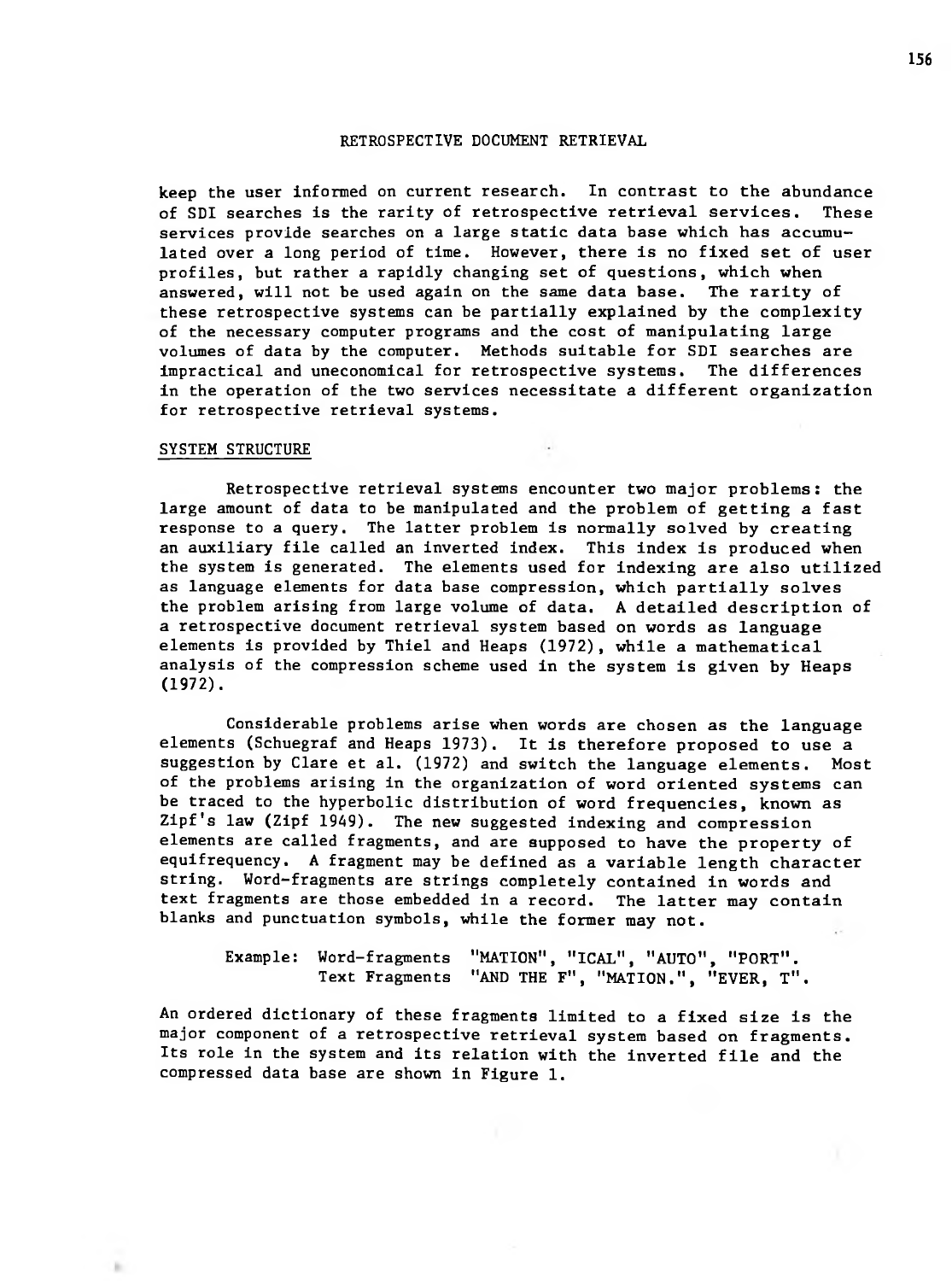keep the user informed on current research. In contrast to the abundance of SDI searches is the rarity of retrospective retrieval services. These services provide searches on a large static data base which has accumulated over a long period of time. However, there is no fixed set of user profiles, but rather a rapidly changing set of questions, which when answered, will not be used again on the same data base. The rarity of these retrospective systems can be partially explained by the complexity of the necessary computer programs and the cost of manipulating large volumes of data by the computer. Methods suitable for SDI searches are impractical and uneconomical for retrospective systems. The differences in the operation of the two services necessitate a different organization for retrospective retrieval systems.

## SYSTEM STRUCTURE

Retrospective retrieval systems encounter two major problems: the large amount of data to be manipulated and the problem of getting a fast response to a query. The latter problem is normally solved by creating an auxiliary file called an inverted index. This index is produced when the system is generated. The elements used for indexing are also utilized as language elements for data base compression, which partially solves the problem arising from large volume of data. A detailed description of a retrospective document retrieval system based on words as language elements is provided by Thiel and Heaps (1972), while a mathematical analysis of the compression scheme used in the system is given by Heaps (1972).

Considerable problems arise when words are chosen as the language elements (Schuegraf and Heaps 1973). It is therefore proposed to use a suggestion by Clare et al. (1972) and switch the language elements. Most of the problems arising in the organization of word oriented systems can be traced to the hyperbolic distribution of word frequencies, known as Zipf's law (Zipf 1949). The new suggested indexing and compression elements are called fragments, and are supposed to have the property of equifrequency. A fragment may be defined as a variable length character string. Word-fragments are strings completely contained in words and text fragments are those embedded in a record. The latter may contain blanks and punctuation symbols, while the former may not.

Example: Word-fragments "MATION", "ICAL", "AUTO", "PORT".
Text Fragments "AND THE F", "MATION.", "EVER, T".

An ordered dictionary of these fragments limited to a fixed size is the major component of a retrospective retrieval system based on fragments. Its role in the system and its relation with the inverted file and the compressed data base are shown in Figure 1.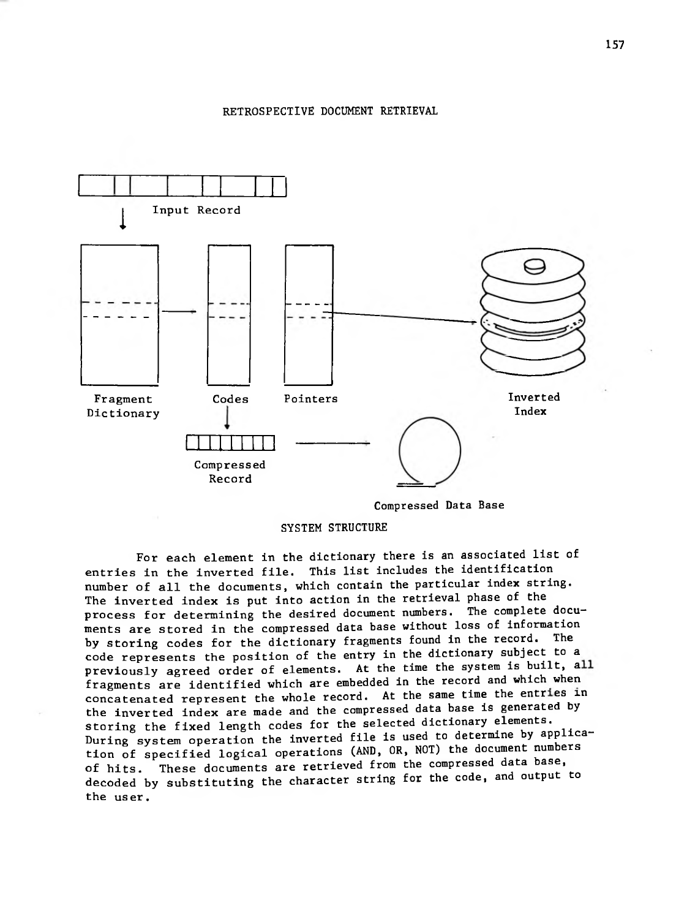## RETROSPECTIVE DOCUMENT RETRIEVAL

Input Record

Fragment Dictionary

Codes

Pointers

Inverted Index

Compressed Record

Compressed Data Base

SYSTEM STRUCTURE

For each element in the dictionary there is an associated list of entries in the inverted file. This list includes the identification number of all the documents, which contain the particular index string. The inverted index is put into action in the retrieval phase of the process for determining the desired document numbers. The complete documents are stored in the compressed data base without loss of information by storing codes for the dictionary fragments found in the record. The code represents the position of the entry in the dictionary subject to a previously agreed order of elements. At the time the system is built, all fragments are identified which are embedded in the record and which when concatenated represent the whole record. At the same time the entries in the inverted index are made and the compressed data base is generated by storing the fixed length codes for the selected dictionary elements. During system operation the inverted file is used to determine by application of specified logical operations (AND, OR, NOT) the document numbers of hits. These documents are retrieved from the compressed data base, decoded by substituting the character string for the code, and output to the user.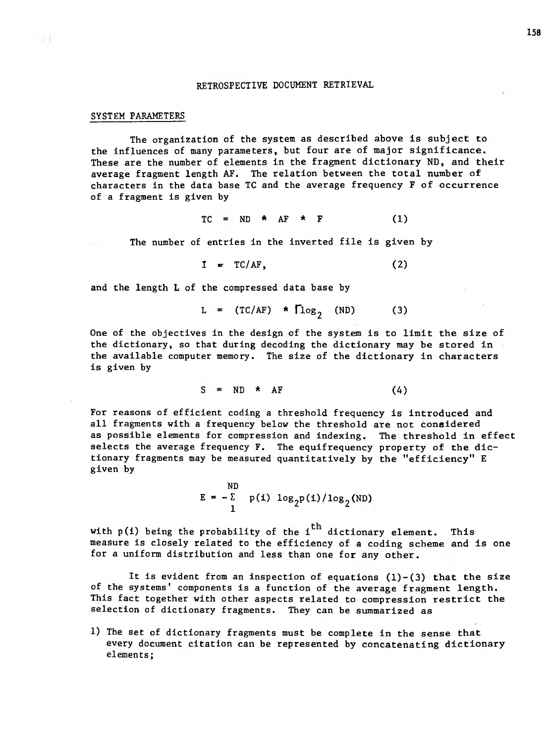RETROSPECTIVE DOCUMENT RETRIEVAL

## SYSTEM PARAMETERS

The organization of the system as described above is subject to the influences of many parameters, but four are of major significance. These are the number of elements in the fragment dictionary ND, and their average fragment length AF. The relation between the total number of characters in the data base TC and the average frequency F of occurrence of a fragment is given by

$$TC = ND * AF * F \quad (1)$$

The number of entries in the inverted file is given by

$$I = TC/AF, \quad (2)$$

and the length L of the compressed data base by

$$L = (TC/AF) * \lceil \log_2 (ND) \quad (3)$$

One of the objectives in the design of the system is to limit the size of the dictionary, so that during decoding the dictionary may be stored in the available computer memory. The size of the dictionary in characters is given by

$$S = ND * AF \quad (4)$$

For reasons of efficient coding a threshold frequency is introduced and all fragments with a frequency below the threshold are not considered as possible elements for compression and indexing. The threshold in effect selects the average frequency F. The equifrequency property of the dictionary fragments may be measured quantitatively by the "efficiency" E given by

$$E = -\sum_{1}^{ND} p(i) \log_2 p(i) / \log_2 (ND)$$

with $p(i)$ being the probability of the $i^{th}$ dictionary element. This measure is closely related to the efficiency of a coding scheme and is one for a uniform distribution and less than one for any other.

It is evident from an inspection of equations (1)-(3) that the size of the systems' components is a function of the average fragment length. This fact together with other aspects related to compression restrict the selection of dictionary fragments. They can be summarized as

1) The set of dictionary fragments must be complete in the sense that every document citation can be represented by concatenating dictionary elements;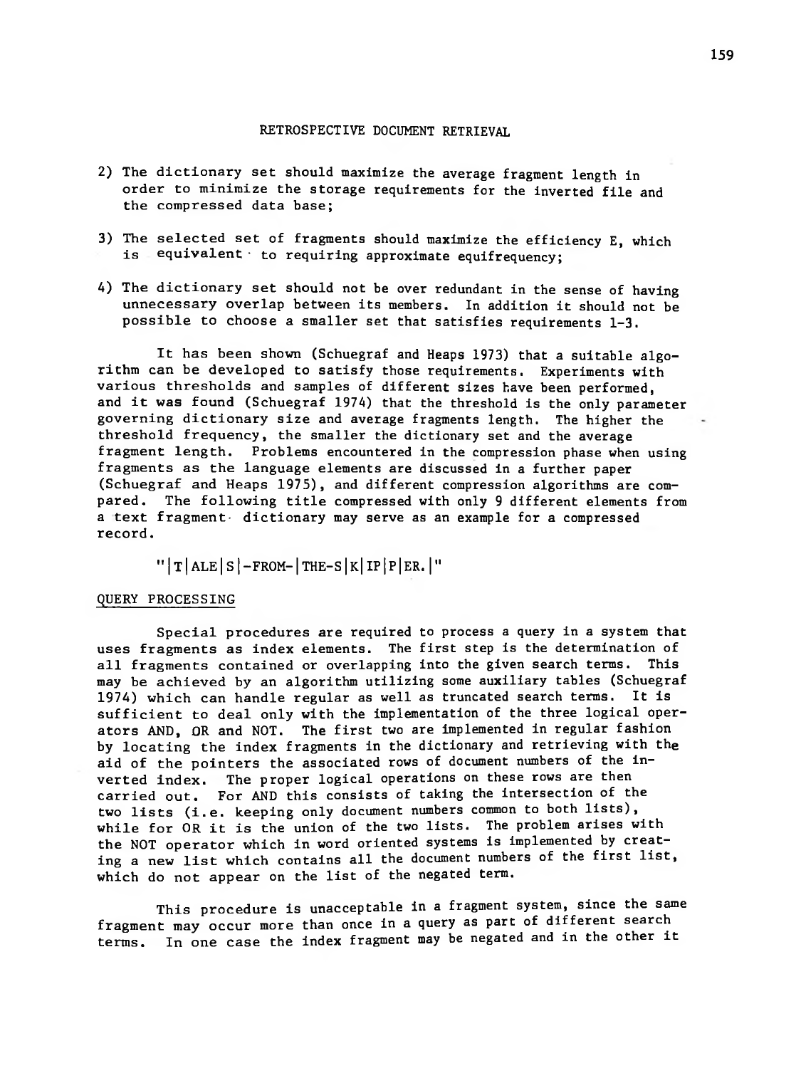RETROSPECTIVE DOCUMENT RETRIEVAL

2) The dictionary set should maximize the average fragment length in order to minimize the storage requirements for the inverted file and the compressed data base;

3) The selected set of fragments should maximize the efficiency E, which is equivalent to requiring approximate equifrequency;

4) The dictionary set should not be over redundant in the sense of having unnecessary overlap between its members. In addition it should not be possible to choose a smaller set that satisfies requirements 1-3.

It has been shown (Schuegraf and Heaps 1973) that a suitable algorithm can be developed to satisfy those requirements. Experiments with various thresholds and samples of different sizes have been performed, and it was found (Schuegraf 1974) that the threshold is the only parameter governing dictionary size and average fragments length. The higher the threshold frequency, the smaller the dictionary set and the average fragment length. Problems encountered in the compression phase when using fragments as the language elements are discussed in a further paper (Schuegraf and Heaps 1975), and different compression algorithms are compared. The following title compressed with only 9 different elements from a text fragment dictionary may serve as an example for a compressed record.

"|T|ALE|S|-FROM-|THE-S|K|IP|P|ER.|"

## QUERY PROCESSING

Special procedures are required to process a query in a system that uses fragments as index elements. The first step is the determination of all fragments contained or overlapping into the given search terms. This may be achieved by an algorithm utilizing some auxiliary tables (Schuegraf 1974) which can handle regular as well as truncated search terms. It is sufficient to deal only with the implementation of the three logical operators AND, OR and NOT. The first two are implemented in regular fashion by locating the index fragments in the dictionary and retrieving with the aid of the pointers the associated rows of document numbers of the inverted index. The proper logical operations on these rows are then carried out. For AND this consists of taking the intersection of the two lists (i.e. keeping only document numbers common to both lists), while for OR it is the union of the two lists. The problem arises with the NOT operator which in word oriented systems is implemented by creating a new list which contains all the document numbers of the first list, which do not appear on the list of the negated term.

This procedure is unacceptable in a fragment system, since the same fragment may occur more than once in a query as part of different search terms. In one case the index fragment may be negated and in the other it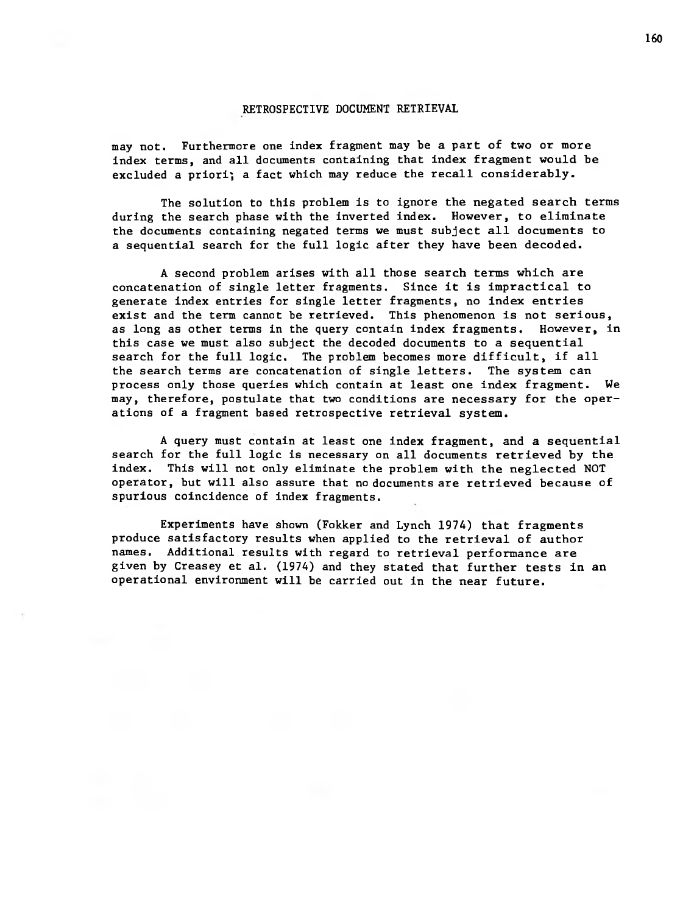may not. Furthermore one index fragment may be a part of two or more index terms, and all documents containing that index fragment would be excluded a priori; a fact which may reduce the recall considerably.

The solution to this problem is to ignore the negated search terms during the search phase with the inverted index. However, to eliminate the documents containing negated terms we must subject all documents to a sequential search for the full logic after they have been decoded.

A second problem arises with all those search terms which are concatenation of single letter fragments. Since it is impractical to generate index entries for single letter fragments, no index entries exist and the term cannot be retrieved. This phenomenon is not serious, as long as other terms in the query contain index fragments. However, in this case we must also subject the decoded documents to a sequential search for the full logic. The problem becomes more difficult, if all the search terms are concatenation of single letters. The system can process only those queries which contain at least one index fragment. We may, therefore, postulate that two conditions are necessary for the operations of a fragment based retrospective retrieval system.

A query must contain at least one index fragment, and a sequential search for the full logic is necessary on all documents retrieved by the index. This will not only eliminate the problem with the neglected NOT operator, but will also assure that no documents are retrieved because of spurious coincidence of index fragments.

Experiments have shown (Fokker and Lynch 1974) that fragments produce satisfactory results when applied to the retrieval of author names. Additional results with regard to retrieval performance are given by Creasey et al. (1974) and they stated that further tests in an operational environment will be carried out in the near future.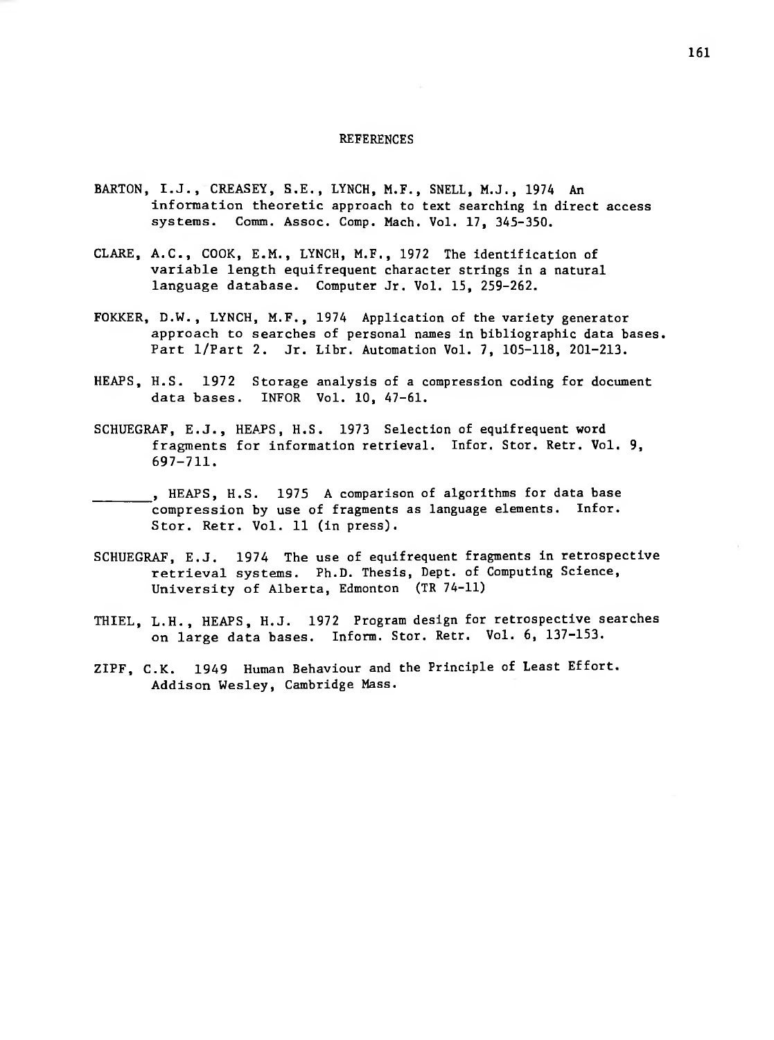# REFERENCES

BARTON, I.J., CREASEY, S.E., LYNCH, M.F., SNELL, M.J., 1974 An information theoretic approach to text searching in direct access systems. Comm. Assoc. Comp. Mach. Vol. 17, 345-350.

CLARE, A.C., COOK, E.M., LYNCH, M.F., 1972 The identification of variable length equifrequent character strings in a natural language database. Computer Jr. Vol. 15, 259-262.

FOKKER, D.W., LYNCH, M.F., 1974 Application of the variety generator approach to searches of personal names in bibliographic data bases. Part 1/Part 2. Jr. Libr. Automation Vol. 7, 105-118, 201-213.

HEAPS, H.S. 1972 Storage analysis of a compression coding for document data bases. INFOR Vol. 10, 47-61.

SCHUEGRAF, E.J., HEAPS, H.S. 1973 Selection of equifrequent word fragments for information retrieval. Infor. Stor. Retr. Vol. 9, 697-711.

_______, HEAPS, H.S. 1975 A comparison of algorithms for data base compression by use of fragments as language elements. Infor. Stor. Retr. Vol. 11 (in press).

SCHUEGRAF, E.J. 1974 The use of equifrequent fragments in retrospective retrieval systems. Ph.D. Thesis, Dept. of Computing Science, University of Alberta, Edmonton (TR 74-11)

THIEL, L.H., HEAPS, H.J. 1972 Program design for retrospective searches on large data bases. Inform. Stor. Retr. Vol. 6, 137-153.

ZIPF, C.K. 1949 Human Behaviour and the Principle of Least Effort. Addison Wesley, Cambridge Mass.